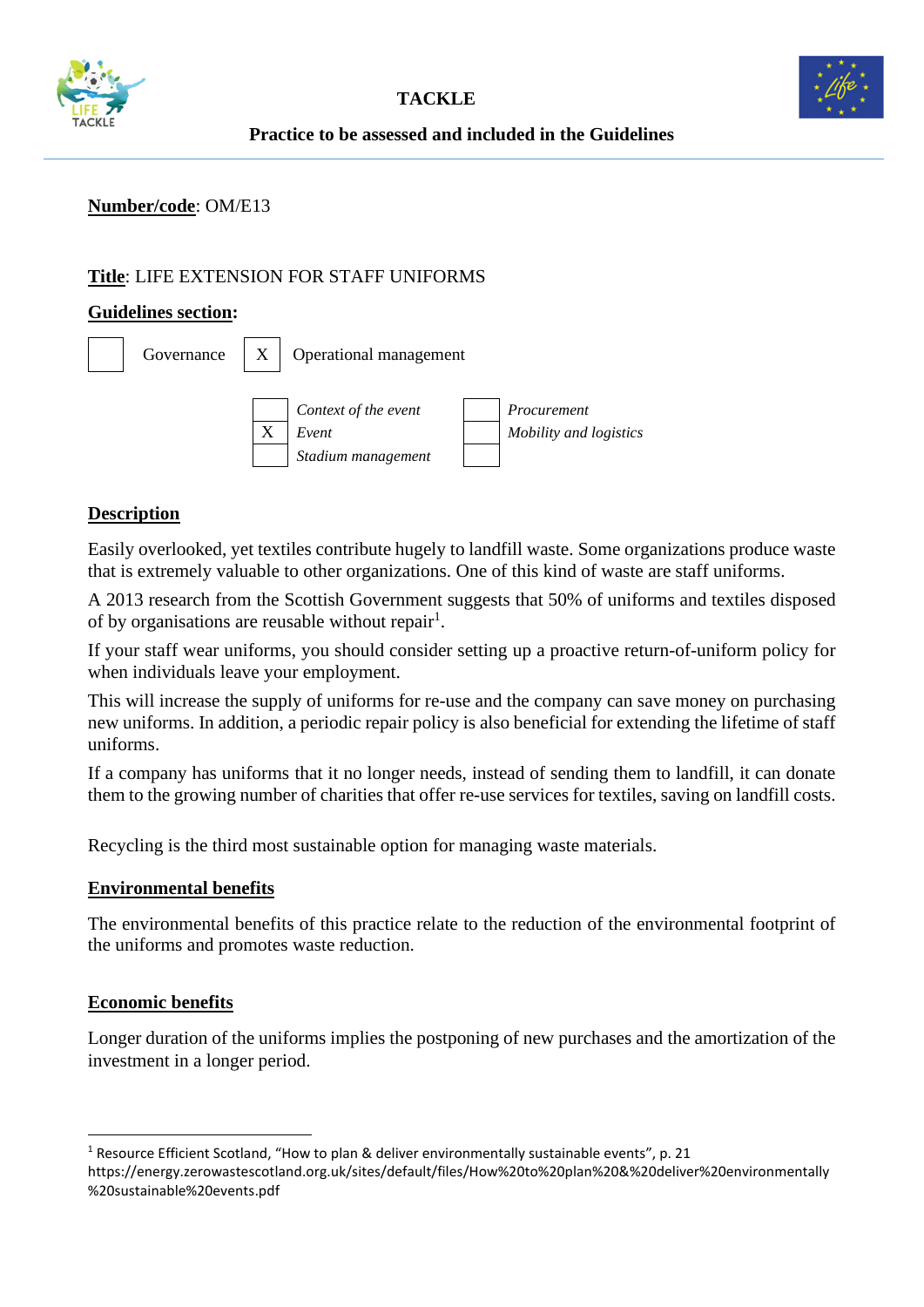**TACKLE**

**Practice to be assessed and included in the Guidelines**

**Number/code**: OM/E13

**Title**: LIFE EXTENSION FOR STAFF UNIFORMS

**Guidelines section:**

| | | | |
|---|---|---|---|
| [ ] | Governance | [X] | Operational management |

| | | | |
|---|---|---|---|
| [ ] | *Context of the event* | [ ] | *Procurement* |
| [X] | *Event* | [ ] | *Mobility and logistics* |
| [ ] | *Stadium management* | [ ] | |

**Description**

Easily overlooked, yet textiles contribute hugely to landfill waste. Some organizations produce waste that is extremely valuable to other organizations. One of this kind of waste are staff uniforms.

A 2013 research from the Scottish Government suggests that 50% of uniforms and textiles disposed of by organisations are reusable without repair[1].

If your staff wear uniforms, you should consider setting up a proactive return-of-uniform policy for when individuals leave your employment.

This will increase the supply of uniforms for re-use and the company can save money on purchasing new uniforms. In addition, a periodic repair policy is also beneficial for extending the lifetime of staff uniforms.

If a company has uniforms that it no longer needs, instead of sending them to landfill, it can donate them to the growing number of charities that offer re-use services for textiles, saving on landfill costs.

Recycling is the third most sustainable option for managing waste materials.

**Environmental benefits**

The environmental benefits of this practice relate to the reduction of the environmental footprint of the uniforms and promotes waste reduction.

**Economic benefits**

Longer duration of the uniforms implies the postponing of new purchases and the amortization of the investment in a longer period.

---

[1] Resource Efficient Scotland, "How to plan & deliver environmentally sustainable events", p. 21 https://energy.zerowastescotland.org.uk/sites/default/files/How%20to%20plan%20&%20deliver%20environmentally%20sustainable%20events.pdf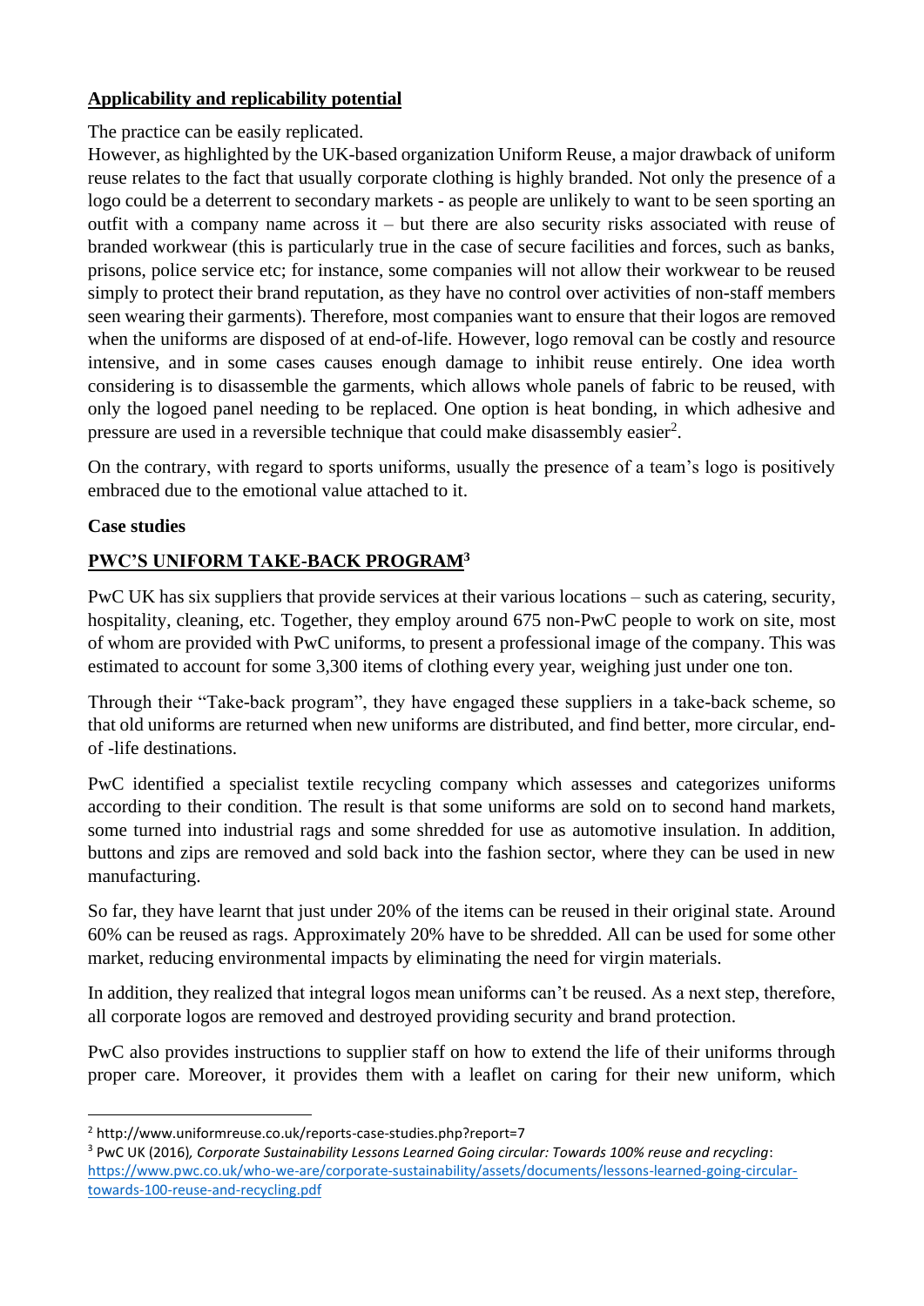## Applicability and replicability potential

The practice can be easily replicated.

However, as highlighted by the UK-based organization Uniform Reuse, a major drawback of uniform reuse relates to the fact that usually corporate clothing is highly branded. Not only the presence of a logo could be a deterrent to secondary markets - as people are unlikely to want to be seen sporting an outfit with a company name across it – but there are also security risks associated with reuse of branded workwear (this is particularly true in the case of secure facilities and forces, such as banks, prisons, police service etc; for instance, some companies will not allow their workwear to be reused simply to protect their brand reputation, as they have no control over activities of non-staff members seen wearing their garments). Therefore, most companies want to ensure that their logos are removed when the uniforms are disposed of at end-of-life. However, logo removal can be costly and resource intensive, and in some cases causes enough damage to inhibit reuse entirely. One idea worth considering is to disassemble the garments, which allows whole panels of fabric to be reused, with only the logoed panel needing to be replaced. One option is heat bonding, in which adhesive and pressure are used in a reversible technique that could make disassembly easier[2].

On the contrary, with regard to sports uniforms, usually the presence of a team's logo is positively embraced due to the emotional value attached to it.

**Case studies**

## PWC'S UNIFORM TAKE-BACK PROGRAM[3]

PwC UK has six suppliers that provide services at their various locations – such as catering, security, hospitality, cleaning, etc. Together, they employ around 675 non-PwC people to work on site, most of whom are provided with PwC uniforms, to present a professional image of the company. This was estimated to account for some 3,300 items of clothing every year, weighing just under one ton.

Through their "Take-back program", they have engaged these suppliers in a take-back scheme, so that old uniforms are returned when new uniforms are distributed, and find better, more circular, end-of -life destinations.

PwC identified a specialist textile recycling company which assesses and categorizes uniforms according to their condition. The result is that some uniforms are sold on to second hand markets, some turned into industrial rags and some shredded for use as automotive insulation. In addition, buttons and zips are removed and sold back into the fashion sector, where they can be used in new manufacturing.

So far, they have learnt that just under 20% of the items can be reused in their original state. Around 60% can be reused as rags. Approximately 20% have to be shredded. All can be used for some other market, reducing environmental impacts by eliminating the need for virgin materials.

In addition, they realized that integral logos mean uniforms can't be reused. As a next step, therefore, all corporate logos are removed and destroyed providing security and brand protection.

PwC also provides instructions to supplier staff on how to extend the life of their uniforms through proper care. Moreover, it provides them with a leaflet on caring for their new uniform, which

---

[2] http://www.uniformreuse.co.uk/reports-case-studies.php?report=7

[3] PwC UK (2016), *Corporate Sustainability Lessons Learned Going circular: Towards 100% reuse and recycling*: https://www.pwc.co.uk/who-we-are/corporate-sustainability/assets/documents/lessons-learned-going-circular-towards-100-reuse-and-recycling.pdf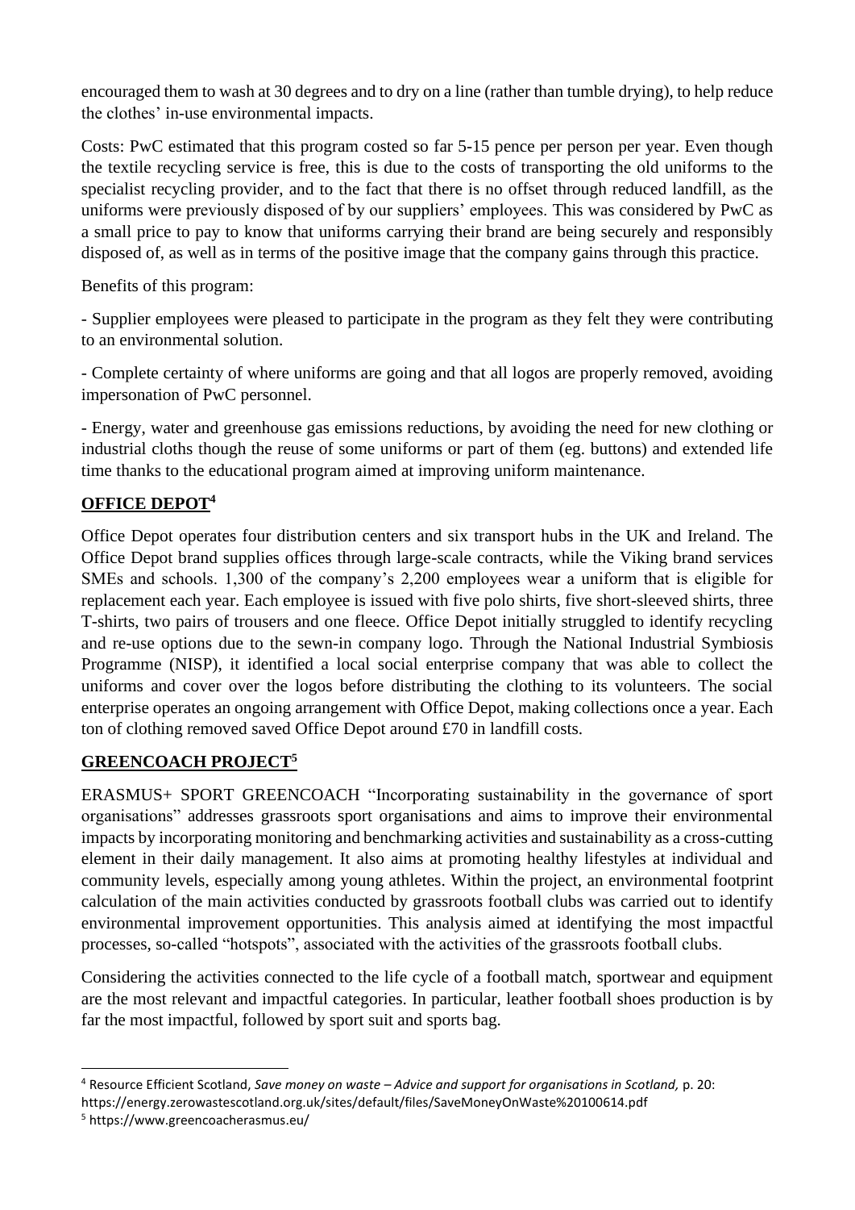encouraged them to wash at 30 degrees and to dry on a line (rather than tumble drying), to help reduce the clothes' in-use environmental impacts.

Costs: PwC estimated that this program costed so far 5-15 pence per person per year. Even though the textile recycling service is free, this is due to the costs of transporting the old uniforms to the specialist recycling provider, and to the fact that there is no offset through reduced landfill, as the uniforms were previously disposed of by our suppliers' employees. This was considered by PwC as a small price to pay to know that uniforms carrying their brand are being securely and responsibly disposed of, as well as in terms of the positive image that the company gains through this practice.

Benefits of this program:

- Supplier employees were pleased to participate in the program as they felt they were contributing to an environmental solution.

- Complete certainty of where uniforms are going and that all logos are properly removed, avoiding impersonation of PwC personnel.

- Energy, water and greenhouse gas emissions reductions, by avoiding the need for new clothing or industrial cloths though the reuse of some uniforms or part of them (eg. buttons) and extended life time thanks to the educational program aimed at improving uniform maintenance.

## **OFFICE DEPOT**[4]

Office Depot operates four distribution centers and six transport hubs in the UK and Ireland. The Office Depot brand supplies offices through large-scale contracts, while the Viking brand services SMEs and schools. 1,300 of the company's 2,200 employees wear a uniform that is eligible for replacement each year. Each employee is issued with five polo shirts, five short-sleeved shirts, three T-shirts, two pairs of trousers and one fleece. Office Depot initially struggled to identify recycling and re-use options due to the sewn-in company logo. Through the National Industrial Symbiosis Programme (NISP), it identified a local social enterprise company that was able to collect the uniforms and cover over the logos before distributing the clothing to its volunteers. The social enterprise operates an ongoing arrangement with Office Depot, making collections once a year. Each ton of clothing removed saved Office Depot around £70 in landfill costs.

## **GREENCOACH PROJECT**[5]

ERASMUS+ SPORT GREENCOACH "Incorporating sustainability in the governance of sport organisations" addresses grassroots sport organisations and aims to improve their environmental impacts by incorporating monitoring and benchmarking activities and sustainability as a cross-cutting element in their daily management. It also aims at promoting healthy lifestyles at individual and community levels, especially among young athletes. Within the project, an environmental footprint calculation of the main activities conducted by grassroots football clubs was carried out to identify environmental improvement opportunities. This analysis aimed at identifying the most impactful processes, so-called "hotspots", associated with the activities of the grassroots football clubs.

Considering the activities connected to the life cycle of a football match, sportwear and equipment are the most relevant and impactful categories. In particular, leather football shoes production is by far the most impactful, followed by sport suit and sports bag.

---

[4] Resource Efficient Scotland, *Save money on waste – Advice and support for organisations in Scotland,* p. 20: https://energy.zerowastescotland.org.uk/sites/default/files/SaveMoneyOnWaste%20100614.pdf

[5] https://www.greencoacherasmus.eu/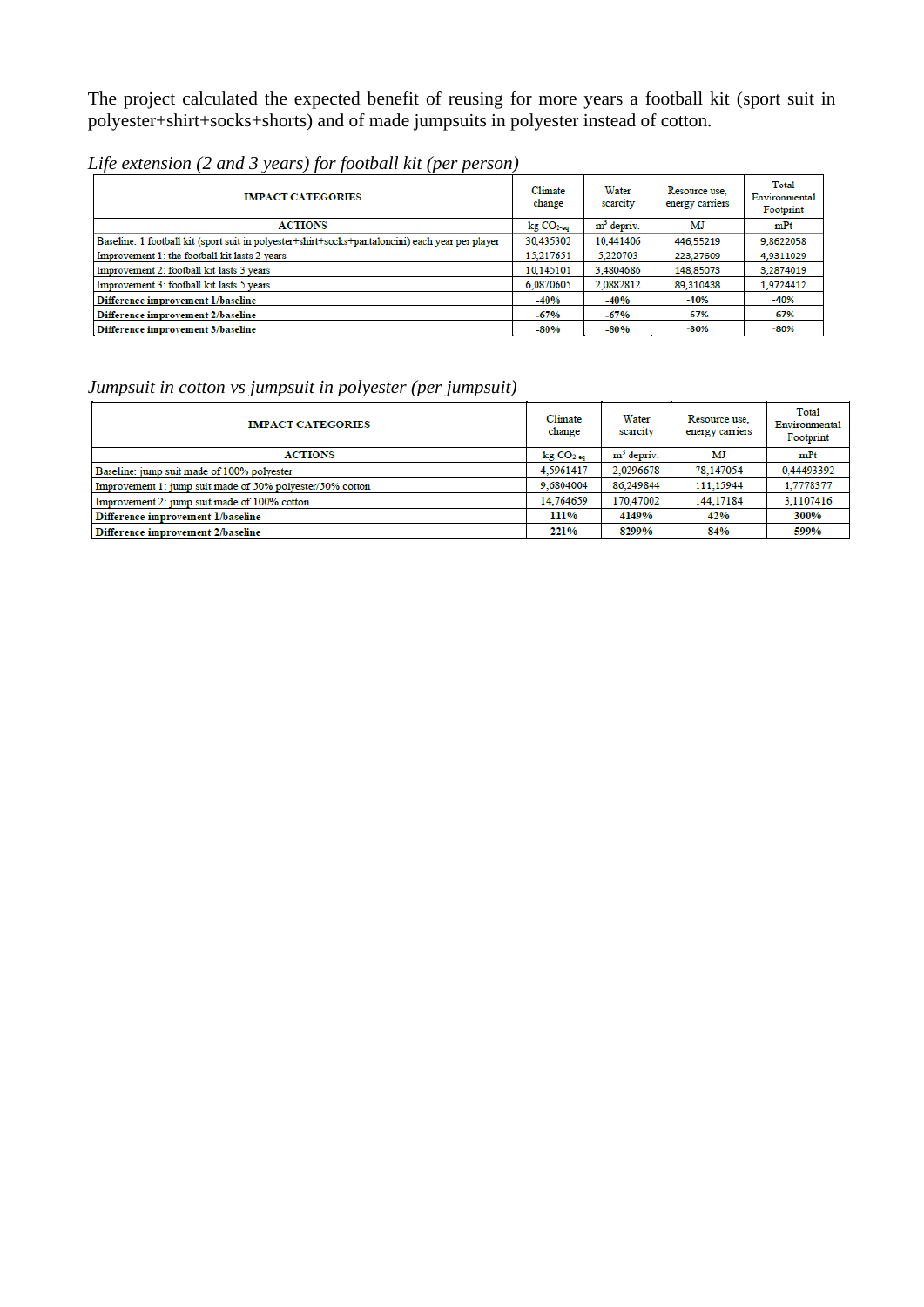The project calculated the expected benefit of reusing for more years a football kit (sport suit in polyester+shirt+socks+shorts) and of made jumpsuits in polyester instead of cotton.

*Life extension (2 and 3 years) for football kit (per person)*

| IMPACT CATEGORIES | Climate change | Water scarcity | Resource use, energy carriers | Total Environmental Footprint |
|---|---|---|---|---|
| ACTIONS | kg $CO_{2\text{-eq}}$ | $m^3$ depriv. | MJ | mPt |
| Baseline: 1 football kit (sport suit in polyester+shirt+socks+pantaloncini) each year per player | 30,435302 | 10,441406 | 446,55219 | 9,8622058 |
| Improvement 1: the football kit lasts 2 years | 15,217651 | 5,220703 | 223,27609 | 4,9311029 |
| Improvement 2: football kit lasts 3 years | 10,145101 | 3,4804686 | 148,85073 | 3,2874019 |
| Improvement 3: football kit lasts 5 years | 6,0870605 | 2,0882812 | 89,310438 | 1,9724412 |
| **Difference improvement 1/baseline** | -40% | -40% | -40% | -40% |
| **Difference improvement 2/baseline** | -67% | -67% | -67% | -67% |
| **Difference improvement 3/baseline** | -80% | -80% | -80% | -80% |

*Jumpsuit in cotton vs jumpsuit in polyester (per jumpsuit)*

| IMPACT CATEGORIES | Climate change | Water scarcity | Resource use, energy carriers | Total Environmental Footprint |
|---|---|---|---|---|
| ACTIONS | kg $CO_{2\text{-eq}}$ | $m^3$ depriv. | MJ | mPt |
| Baseline: jump suit made of 100% polyester | 4,5961417 | 2,0296678 | 78,147054 | 0,44493392 |
| Improvement 1: jump suit made of 50% polyester/50% cotton | 9,6804004 | 86,249844 | 111,15944 | 1,7778377 |
| Improvement 2: jump suit made of 100% cotton | 14,764659 | 170,47002 | 144,17184 | 3,1107416 |
| **Difference improvement 1/baseline** | **111%** | **4149%** | **42%** | **300%** |
| **Difference improvement 2/baseline** | **221%** | **8299%** | **84%** | **599%** |